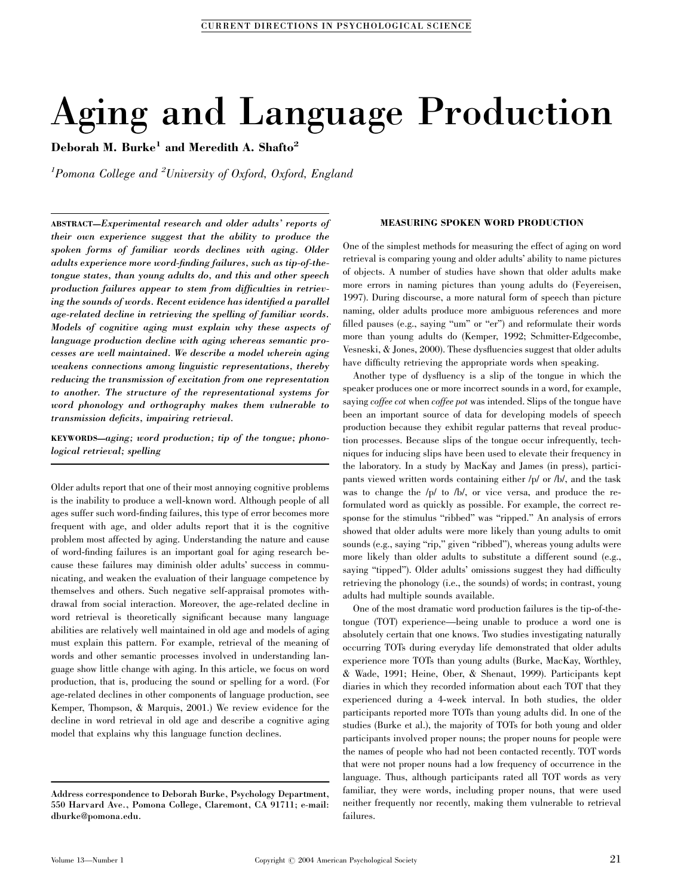# Aging and Language Production

**Deborah M. Burke[1] and Meredith A. Shafto[2]**

*[1]Pomona College and [2]University of Oxford, Oxford, England*

**ABSTRACT**—***Experimental research and older adults' reports of their own experience suggest that the ability to produce the spoken forms of familiar words declines with aging. Older adults experience more word-finding failures, such as tip-of-the-tongue states, than young adults do, and this and other speech production failures appear to stem from difficulties in retrieving the sounds of words. Recent evidence has identified a parallel age-related decline in retrieving the spelling of familiar words. Models of cognitive aging must explain why these aspects of language production decline with aging whereas semantic processes are well maintained. We describe a model wherein aging weakens connections among linguistic representations, thereby reducing the transmission of excitation from one representation to another. The structure of the representational systems for word phonology and orthography makes them vulnerable to transmission deficits, impairing retrieval.***

**KEYWORDS**—*aging; word production; tip of the tongue; phonological retrieval; spelling*

Older adults report that one of their most annoying cognitive problems is the inability to produce a well-known word. Although people of all ages suffer such word-finding failures, this type of error becomes more frequent with age, and older adults report that it is the cognitive problem most affected by aging. Understanding the nature and cause of word-finding failures is an important goal for aging research because these failures may diminish older adults' success in communicating, and weaken the evaluation of their language competence by themselves and others. Such negative self-appraisal promotes withdrawal from social interaction. Moreover, the age-related decline in word retrieval is theoretically significant because many language abilities are relatively well maintained in old age and models of aging must explain this pattern. For example, retrieval of the meaning of words and other semantic processes involved in understanding language show little change with aging. In this article, we focus on word production, that is, producing the sound or spelling for a word. (For age-related declines in other components of language production, see Kemper, Thompson, & Marquis, 2001.) We review evidence for the decline in word retrieval in old age and describe a cognitive aging model that explains why this language function declines.

**Address correspondence to Deborah Burke, Psychology Department, 550 Harvard Ave., Pomona College, Claremont, CA 91711; e-mail: dburke@pomona.edu.**

## MEASURING SPOKEN WORD PRODUCTION

One of the simplest methods for measuring the effect of aging on word retrieval is comparing young and older adults' ability to name pictures of objects. A number of studies have shown that older adults make more errors in naming pictures than young adults do (Feyereisen, 1997). During discourse, a more natural form of speech than picture naming, older adults produce more ambiguous references and more filled pauses (e.g., saying "um" or "er") and reformulate their words more than young adults do (Kemper, 1992; Schmitter-Edgecombe, Vesneski, & Jones, 2000). These dysfluencies suggest that older adults have difficulty retrieving the appropriate words when speaking.

Another type of dysfluency is a slip of the tongue in which the speaker produces one or more incorrect sounds in a word, for example, saying *coffee cot* when *coffee pot* was intended. Slips of the tongue have been an important source of data for developing models of speech production because they exhibit regular patterns that reveal production processes. Because slips of the tongue occur infrequently, techniques for inducing slips have been used to elevate their frequency in the laboratory. In a study by MacKay and James (in press), participants viewed written words containing either /p/ or /b/, and the task was to change the /p/ to /b/, or vice versa, and produce the reformulated word as quickly as possible. For example, the correct response for the stimulus "ribbed" was "ripped." An analysis of errors showed that older adults were more likely than young adults to omit sounds (e.g., saying "rip," given "ribbed"), whereas young adults were more likely than older adults to substitute a different sound (e.g., saying "tipped"). Older adults' omissions suggest they had difficulty retrieving the phonology (i.e., the sounds) of words; in contrast, young adults had multiple sounds available.

One of the most dramatic word production failures is the tip-of-the-tongue (TOT) experience—being unable to produce a word one is absolutely certain that one knows. Two studies investigating naturally occurring TOTs during everyday life demonstrated that older adults experience more TOTs than young adults (Burke, MacKay, Worthley, & Wade, 1991; Heine, Ober, & Shenaut, 1999). Participants kept diaries in which they recorded information about each TOT that they experienced during a 4-week interval. In both studies, the older participants reported more TOTs than young adults did. In one of the studies (Burke et al.), the majority of TOTs for both young and older participants involved proper nouns; the proper nouns for people were the names of people who had not been contacted recently. TOT words that were not proper nouns had a low frequency of occurrence in the language. Thus, although participants rated all TOT words as very familiar, they were words, including proper nouns, that were used neither frequently nor recently, making them vulnerable to retrieval failures.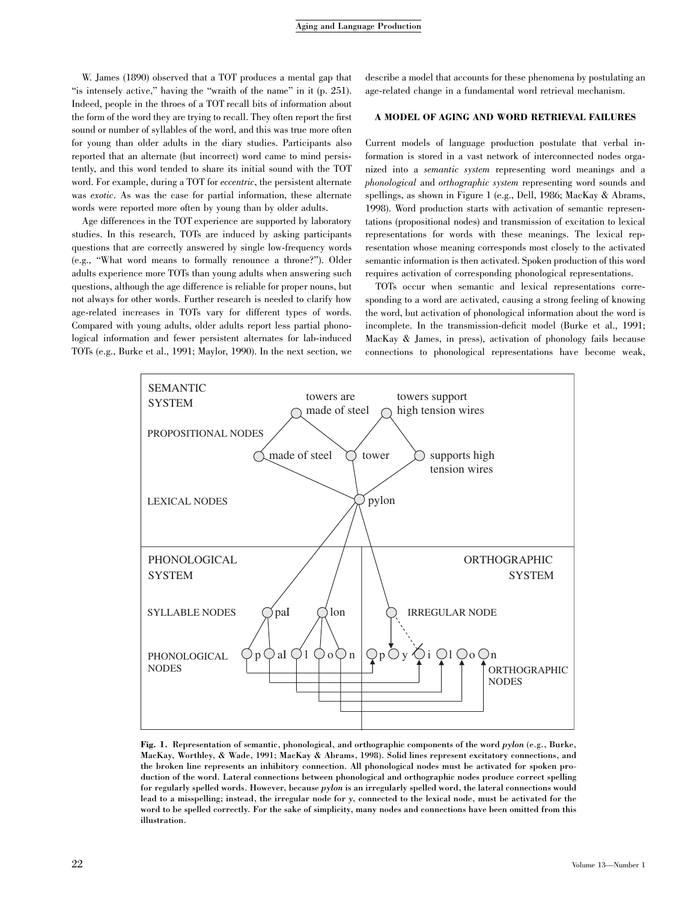W. James (1890) observed that a TOT produces a mental gap that "is intensely active," having the "wraith of the name" in it (p. 251). Indeed, people in the throes of a TOT recall bits of information about the form of the word they are trying to recall. They often report the first sound or number of syllables of the word, and this was true more often for young than older adults in the diary studies. Participants also reported that an alternate (but incorrect) word came to mind persistently, and this word tended to share its initial sound with the TOT word. For example, during a TOT for *eccentric*, the persistent alternate was *exotic*. As was the case for partial information, these alternate words were reported more often by young than by older adults.

Age differences in the TOT experience are supported by laboratory studies. In this research, TOTs are induced by asking participants questions that are correctly answered by single low-frequency words (e.g., "What word means to formally renounce a throne?"). Older adults experience more TOTs than young adults when answering such questions, although the age difference is reliable for proper nouns, but not always for other words. Further research is needed to clarify how age-related increases in TOTs vary for different types of words. Compared with young adults, older adults report less partial phonological information and fewer persistent alternates for lab-induced TOTs (e.g., Burke et al., 1991; Maylor, 1990). In the next section, we describe a model that accounts for these phenomena by postulating an age-related change in a fundamental word retrieval mechanism.

## A MODEL OF AGING AND WORD RETRIEVAL FAILURES

Current models of language production postulate that verbal information is stored in a vast network of interconnected nodes organized into a *semantic system* representing word meanings and a *phonological* and *orthographic system* representing word sounds and spellings, as shown in Figure 1 (e.g., Dell, 1986; MacKay & Abrams, 1998). Word production starts with activation of semantic representations (propositional nodes) and transmission of excitation to lexical representations for words with these meanings. The lexical representation whose meaning corresponds most closely to the activated semantic information is then activated. Spoken production of this word requires activation of corresponding phonological representations.

TOTs occur when semantic and lexical representations corresponding to a word are activated, causing a strong feeling of knowing the word, but activation of phonological information about the word is incomplete. In the transmission-deficit model (Burke et al., 1991; MacKay & James, in press), activation of phonology fails because connections to phonological representations have become weak,

SEMANTIC SYSTEM
PROPOSITIONAL NODES
towers are made of steel
towers support high tension wires
made of steel
tower
supports high tension wires
LEXICAL NODES
pylon
PHONOLOGICAL SYSTEM
ORTHOGRAPHIC SYSTEM
SYLLABLE NODES
paI
lon
IRREGULAR NODE
PHONOLOGICAL NODES
p aI l o n
p y i l o n
ORTHOGRAPHIC NODES

**Fig. 1. Representation of semantic, phonological, and orthographic components of the word *pylon* (e.g., Burke, MacKay, Worthley, & Wade, 1991; MacKay & Abrams, 1998). Solid lines represent excitatory connections, and the broken line represents an inhibitory connection. All phonological nodes must be activated for spoken production of the word. Lateral connections between phonological and orthographic nodes produce correct spelling for regularly spelled words. However, because *pylon* is an irregularly spelled word, the lateral connections would lead to a misspelling; instead, the irregular node for *y*, connected to the lexical node, must be activated for the word to be spelled correctly. For the sake of simplicity, many nodes and connections have been omitted from this illustration.**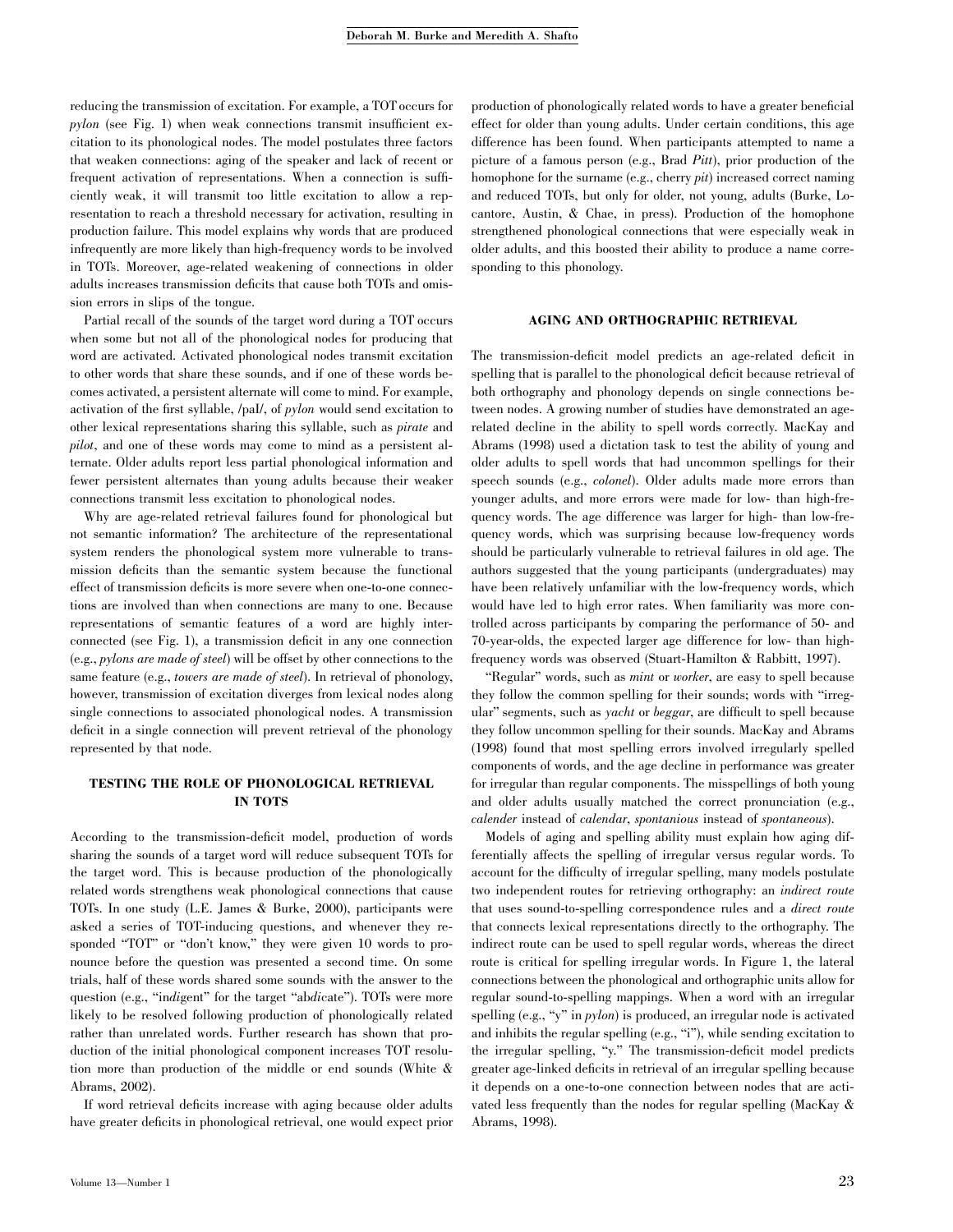reducing the transmission of excitation. For example, a TOT occurs for *pylon* (see Fig. 1) when weak connections transmit insufficient excitation to its phonological nodes. The model postulates three factors that weaken connections: aging of the speaker and lack of recent or frequent activation of representations. When a connection is sufficiently weak, it will transmit too little excitation to allow a representation to reach a threshold necessary for activation, resulting in production failure. This model explains why words that are produced infrequently are more likely than high-frequency words to be involved in TOTs. Moreover, age-related weakening of connections in older adults increases transmission deficits that cause both TOTs and omission errors in slips of the tongue.

Partial recall of the sounds of the target word during a TOT occurs when some but not all of the phonological nodes for producing that word are activated. Activated phonological nodes transmit excitation to other words that share these sounds, and if one of these words becomes activated, a persistent alternate will come to mind. For example, activation of the first syllable, /paI/, of *pylon* would send excitation to other lexical representations sharing this syllable, such as *pirate* and *pilot*, and one of these words may come to mind as a persistent alternate. Older adults report less partial phonological information and fewer persistent alternates than young adults because their weaker connections transmit less excitation to phonological nodes.

Why are age-related retrieval failures found for phonological but not semantic information? The architecture of the representational system renders the phonological system more vulnerable to transmission deficits than the semantic system because the functional effect of transmission deficits is more severe when one-to-one connections are involved than when connections are many to one. Because representations of semantic features of a word are highly interconnected (see Fig. 1), a transmission deficit in any one connection (e.g., *pylons are made of steel*) will be offset by other connections to the same feature (e.g., *towers are made of steel*). In retrieval of phonology, however, transmission of excitation diverges from lexical nodes along single connections to associated phonological nodes. A transmission deficit in a single connection will prevent retrieval of the phonology represented by that node.

## TESTING THE ROLE OF PHONOLOGICAL RETRIEVAL IN TOTS

According to the transmission-deficit model, production of words sharing the sounds of a target word will reduce subsequent TOTs for the target word. This is because production of the phonologically related words strengthens weak phonological connections that cause TOTs. In one study (L.E. James & Burke, 2000), participants were asked a series of TOT-inducing questions, and whenever they responded "TOT" or "don't know," they were given 10 words to pronounce before the question was presented a second time. On some trials, half of these words shared some sounds with the answer to the question (e.g., "in*di*gent" for the target "ab*di*cate"). TOTs were more likely to be resolved following production of phonologically related rather than unrelated words. Further research has shown that production of the initial phonological component increases TOT resolution more than production of the middle or end sounds (White & Abrams, 2002).

If word retrieval deficits increase with aging because older adults have greater deficits in phonological retrieval, one would expect prior production of phonologically related words to have a greater beneficial effect for older than young adults. Under certain conditions, this age difference has been found. When participants attempted to name a picture of a famous person (e.g., Brad *Pitt*), prior production of the homophone for the surname (e.g., cherry *pit*) increased correct naming and reduced TOTs, but only for older, not young, adults (Burke, Locantore, Austin, & Chae, in press). Production of the homophone strengthened phonological connections that were especially weak in older adults, and this boosted their ability to produce a name corresponding to this phonology.

## AGING AND ORTHOGRAPHIC RETRIEVAL

The transmission-deficit model predicts an age-related deficit in spelling that is parallel to the phonological deficit because retrieval of both orthography and phonology depends on single connections between nodes. A growing number of studies have demonstrated an age-related decline in the ability to spell words correctly. MacKay and Abrams (1998) used a dictation task to test the ability of young and older adults to spell words that had uncommon spellings for their speech sounds (e.g., *colonel*). Older adults made more errors than younger adults, and more errors were made for low- than high-frequency words. The age difference was larger for high- than low-frequency words, which was surprising because low-frequency words should be particularly vulnerable to retrieval failures in old age. The authors suggested that the young participants (undergraduates) may have been relatively unfamiliar with the low-frequency words, which would have led to high error rates. When familiarity was more controlled across participants by comparing the performance of 50- and 70-year-olds, the expected larger age difference for low- than high-frequency words was observed (Stuart-Hamilton & Rabbitt, 1997).

"Regular" words, such as *mint* or *worker*, are easy to spell because they follow the common spelling for their sounds; words with "irregular" segments, such as *yacht* or *beggar*, are difficult to spell because they follow uncommon spelling for their sounds. MacKay and Abrams (1998) found that most spelling errors involved irregularly spelled components of words, and the age decline in performance was greater for irregular than regular components. The misspellings of both young and older adults usually matched the correct pronunciation (e.g., *calender* instead of *calendar*, *spontanious* instead of *spontaneous*).

Models of aging and spelling ability must explain how aging differentially affects the spelling of irregular versus regular words. To account for the difficulty of irregular spelling, many models postulate two independent routes for retrieving orthography: an *indirect route* that uses sound-to-spelling correspondence rules and a *direct route* that connects lexical representations directly to the orthography. The indirect route can be used to spell regular words, whereas the direct route is critical for spelling irregular words. In Figure 1, the lateral connections between the phonological and orthographic units allow for regular sound-to-spelling mappings. When a word with an irregular spelling (e.g., "y" in *pylon*) is produced, an irregular node is activated and inhibits the regular spelling (e.g., "i"), while sending excitation to the irregular spelling, "y." The transmission-deficit model predicts greater age-linked deficits in retrieval of an irregular spelling because it depends on a one-to-one connection between nodes that are activated less frequently than the nodes for regular spelling (MacKay & Abrams, 1998).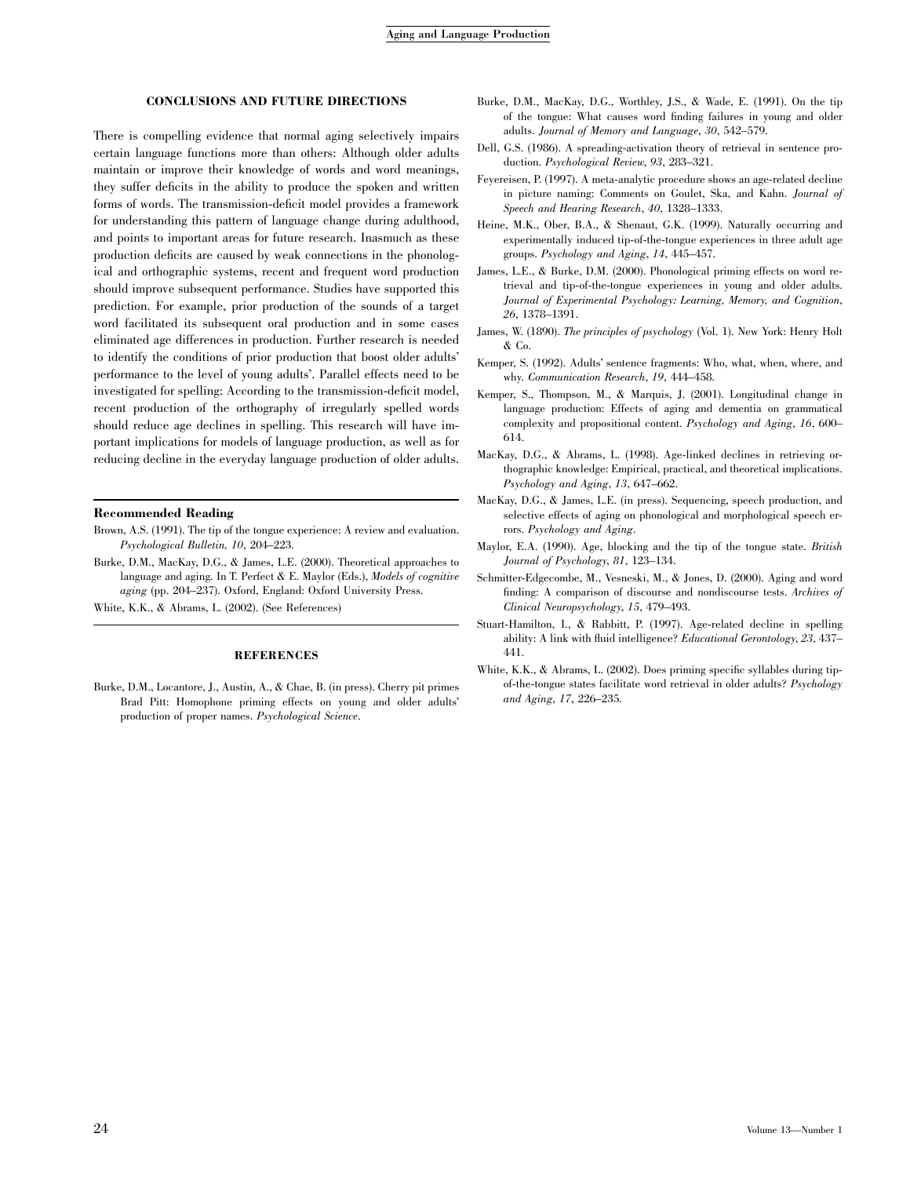## CONCLUSIONS AND FUTURE DIRECTIONS

There is compelling evidence that normal aging selectively impairs certain language functions more than others: Although older adults maintain or improve their knowledge of words and word meanings, they suffer deficits in the ability to produce the spoken and written forms of words. The transmission-deficit model provides a framework for understanding this pattern of language change during adulthood, and points to important areas for future research. Inasmuch as these production deficits are caused by weak connections in the phonological and orthographic systems, recent and frequent word production should improve subsequent performance. Studies have supported this prediction. For example, prior production of the sounds of a target word facilitated its subsequent oral production and in some cases eliminated age differences in production. Further research is needed to identify the conditions of prior production that boost older adults' performance to the level of young adults'. Parallel effects need to be investigated for spelling: According to the transmission-deficit model, recent production of the orthography of irregularly spelled words should reduce age declines in spelling. This research will have important implications for models of language production, as well as for reducing decline in the everyday language production of older adults.

### Recommended Reading

Brown, A.S. (1991). The tip of the tongue experience: A review and evaluation. *Psychological Bulletin, 10*, 204–223.

Burke, D.M., MacKay, D.G., & James, L.E. (2000). Theoretical approaches to language and aging. In T. Perfect & E. Maylor (Eds.), *Models of cognitive aging* (pp. 204–237). Oxford, England: Oxford University Press.

White, K.K., & Abrams, L. (2002). (See References)

## REFERENCES

Burke, D.M., Locantore, J., Austin, A., & Chae, B. (in press). Cherry pit primes Brad Pitt: Homophone priming effects on young and older adults' production of proper names. *Psychological Science*.

Burke, D.M., MacKay, D.G., Worthley, J.S., & Wade, E. (1991). On the tip of the tongue: What causes word finding failures in young and older adults. *Journal of Memory and Language*, *30*, 542–579.

Dell, G.S. (1986). A spreading-activation theory of retrieval in sentence production. *Psychological Review*, *93*, 283–321.

Feyereisen, P. (1997). A meta-analytic procedure shows an age-related decline in picture naming: Comments on Goulet, Ska, and Kahn. *Journal of Speech and Hearing Research*, *40*, 1328–1333.

Heine, M.K., Ober, B.A., & Shenaut, G.K. (1999). Naturally occurring and experimentally induced tip-of-the-tongue experiences in three adult age groups. *Psychology and Aging*, *14*, 445–457.

James, L.E., & Burke, D.M. (2000). Phonological priming effects on word retrieval and tip-of-the-tongue experiences in young and older adults. *Journal of Experimental Psychology: Learning, Memory, and Cognition*, *26*, 1378–1391.

James, W. (1890). *The principles of psychology* (Vol. 1). New York: Henry Holt & Co.

Kemper, S. (1992). Adults' sentence fragments: Who, what, when, where, and why. *Communication Research*, *19*, 444–458.

Kemper, S., Thompson, M., & Marquis, J. (2001). Longitudinal change in language production: Effects of aging and dementia on grammatical complexity and propositional content. *Psychology and Aging*, *16*, 600–614.

MacKay, D.G., & Abrams, L. (1998). Age-linked declines in retrieving orthographic knowledge: Empirical, practical, and theoretical implications. *Psychology and Aging*, *13*, 647–662.

MacKay, D.G., & James, L.E. (in press). Sequencing, speech production, and selective effects of aging on phonological and morphological speech errors. *Psychology and Aging*.

Maylor, E.A. (1990). Age, blocking and the tip of the tongue state. *British Journal of Psychology*, *81*, 123–134.

Schmitter-Edgecombe, M., Vesneski, M., & Jones, D. (2000). Aging and word finding: A comparison of discourse and nondiscourse tests. *Archives of Clinical Neuropsychology*, *15*, 479–493.

Stuart-Hamilton, I., & Rabbitt, P. (1997). Age-related decline in spelling ability: A link with fluid intelligence? *Educational Gerontology*, *23*, 437–441.

White, K.K., & Abrams, L. (2002). Does priming specific syllables during tip-of-the-tongue states facilitate word retrieval in older adults? *Psychology and Aging*, *17*, 226–235.